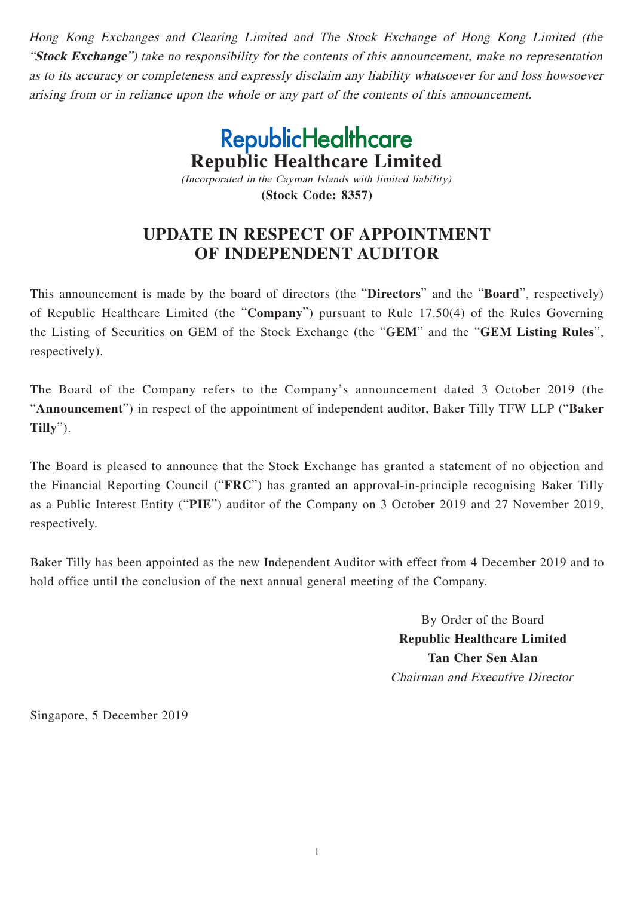*Hong Kong Exchanges and Clearing Limited and The Stock Exchange of Hong Kong Limited (the "**Stock Exchange**") take no responsibility for the contents of this announcement, make no representation as to its accuracy or completeness and expressly disclaim any liability whatsoever for and loss howsoever arising from or in reliance upon the whole or any part of the contents of this announcement.*

RepublicHealthcare

# Republic Healthcare Limited

*(Incorporated in the Cayman Islands with limited liability)*

**(Stock Code: 8357)**

## UPDATE IN RESPECT OF APPOINTMENT OF INDEPENDENT AUDITOR

This announcement is made by the board of directors (the "**Directors**" and the "**Board**", respectively) of Republic Healthcare Limited (the "**Company**") pursuant to Rule 17.50(4) of the Rules Governing the Listing of Securities on GEM of the Stock Exchange (the "**GEM**" and the "**GEM Listing Rules**", respectively).

The Board of the Company refers to the Company's announcement dated 3 October 2019 (the "**Announcement**") in respect of the appointment of independent auditor, Baker Tilly TFW LLP ("**Baker Tilly**").

The Board is pleased to announce that the Stock Exchange has granted a statement of no objection and the Financial Reporting Council ("**FRC**") has granted an approval-in-principle recognising Baker Tilly as a Public Interest Entity ("**PIE**") auditor of the Company on 3 October 2019 and 27 November 2019, respectively.

Baker Tilly has been appointed as the new Independent Auditor with effect from 4 December 2019 and to hold office until the conclusion of the next annual general meeting of the Company.

By Order of the Board
**Republic Healthcare Limited**
**Tan Cher Sen Alan**
*Chairman and Executive Director*

Singapore, 5 December 2019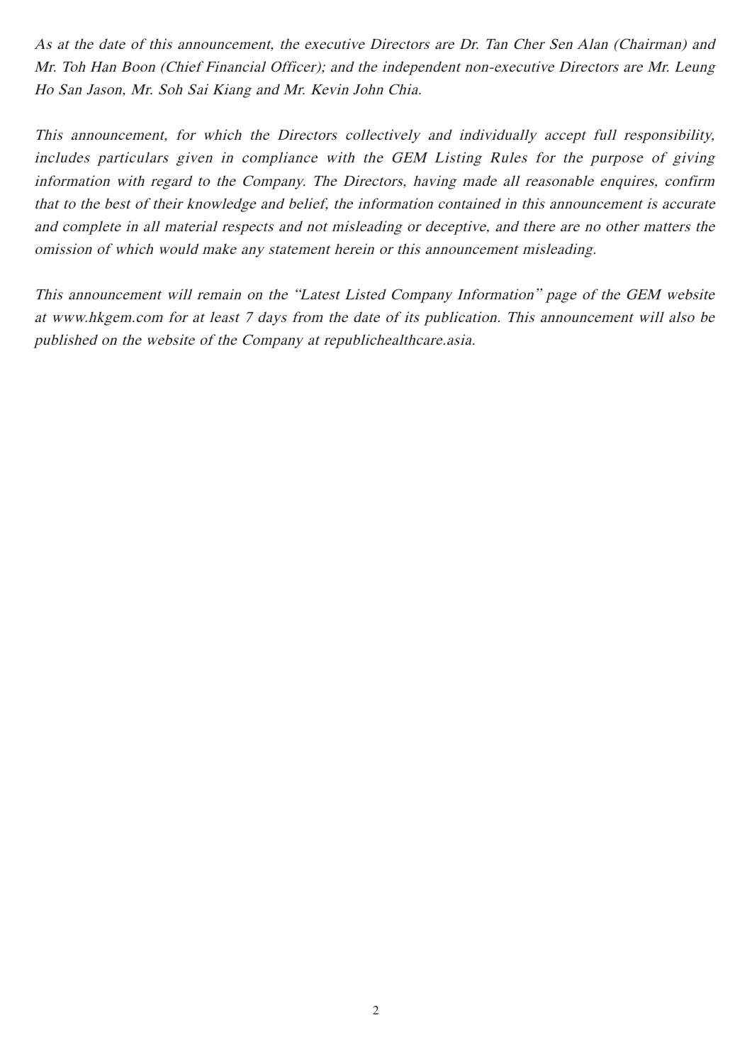*As at the date of this announcement, the executive Directors are Dr. Tan Cher Sen Alan (Chairman) and Mr. Toh Han Boon (Chief Financial Officer); and the independent non-executive Directors are Mr. Leung Ho San Jason, Mr. Soh Sai Kiang and Mr. Kevin John Chia.*

*This announcement, for which the Directors collectively and individually accept full responsibility, includes particulars given in compliance with the GEM Listing Rules for the purpose of giving information with regard to the Company. The Directors, having made all reasonable enquires, confirm that to the best of their knowledge and belief, the information contained in this announcement is accurate and complete in all material respects and not misleading or deceptive, and there are no other matters the omission of which would make any statement herein or this announcement misleading.*

*This announcement will remain on the "Latest Listed Company Information" page of the GEM website at www.hkgem.com for at least 7 days from the date of its publication. This announcement will also be published on the website of the Company at republichealthcare.asia.*